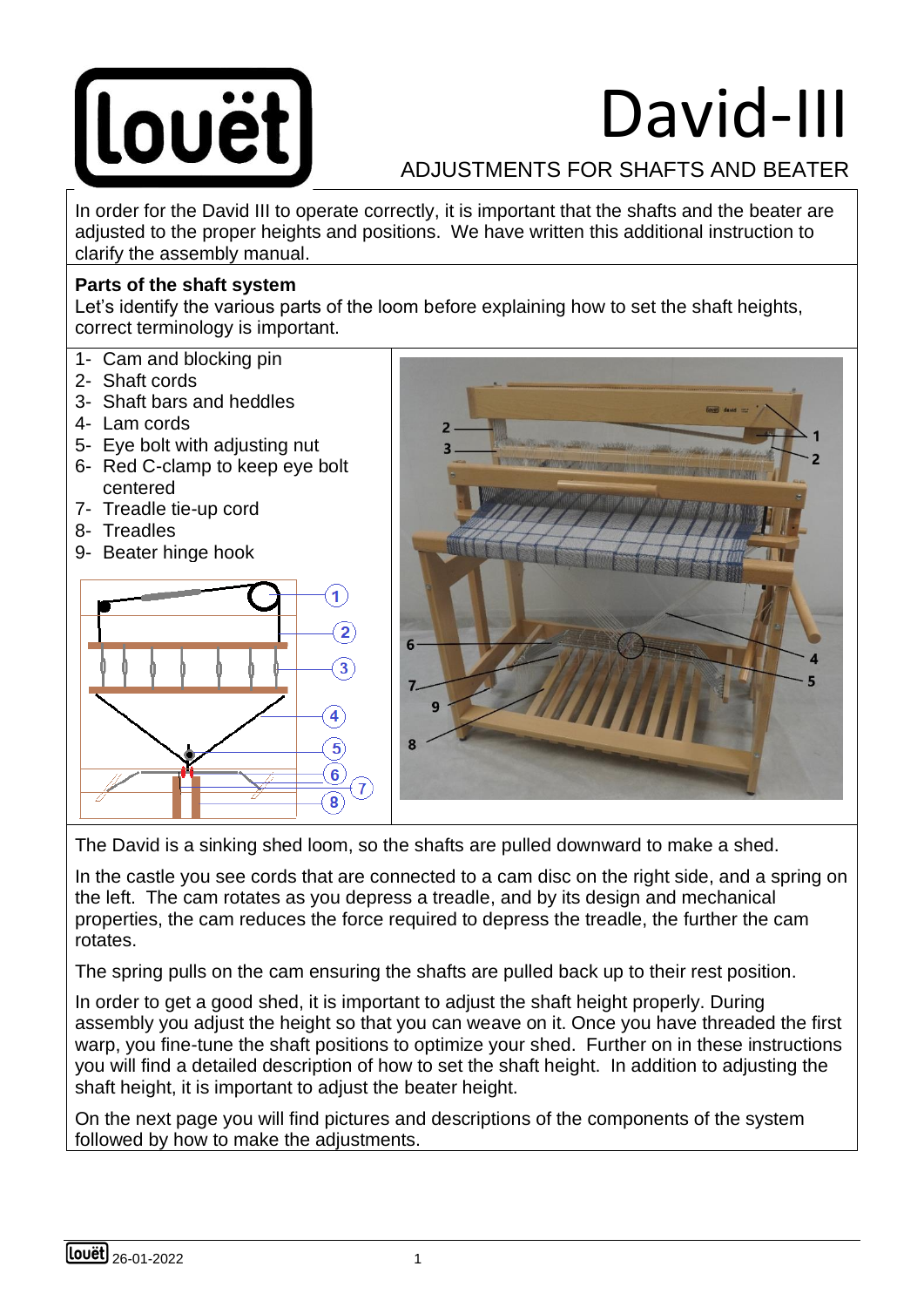# David-III

## ADJUSTMENTS FOR SHAFTS AND BEATER

In order for the David III to operate correctly, it is important that the shafts and the beater are adjusted to the proper heights and positions. We have written this additional instruction to clarify the assembly manual.

**Parts of the shaft system**

Let's identify the various parts of the loom before explaining how to set the shaft heights, correct terminology is important.

1- Cam and blocking pin
2- Shaft cords
3- Shaft bars and heddles
4- Lam cords
5- Eye bolt with adjusting nut
6- Red C-clamp to keep eye bolt centered
7- Treadle tie-up cord
8- Treadles
9- Beater hinge hook

The David is a sinking shed loom, so the shafts are pulled downward to make a shed.

In the castle you see cords that are connected to a cam disc on the right side, and a spring on the left. The cam rotates as you depress a treadle, and by its design and mechanical properties, the cam reduces the force required to depress the treadle, the further the cam rotates.

The spring pulls on the cam ensuring the shafts are pulled back up to their rest position.

In order to get a good shed, it is important to adjust the shaft height properly. During assembly you adjust the height so that you can weave on it. Once you have threaded the first warp, you fine-tune the shaft positions to optimize your shed. Further on in these instructions you will find a detailed description of how to set the shaft height. In addition to adjusting the shaft height, it is important to adjust the beater height.

On the next page you will find pictures and descriptions of the components of the system followed by how to make the adjustments.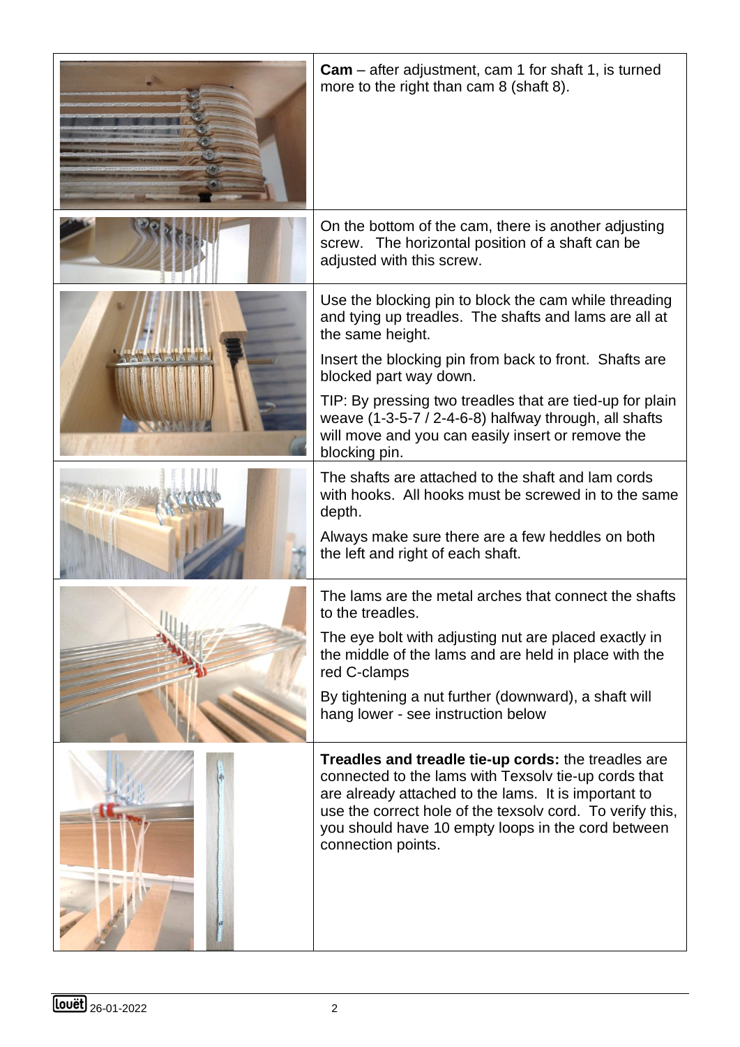**Cam** – after adjustment, cam 1 for shaft 1, is turned more to the right than cam 8 (shaft 8).

On the bottom of the cam, there is another adjusting screw. The horizontal position of a shaft can be adjusted with this screw.

Use the blocking pin to block the cam while threading and tying up treadles. The shafts and lams are all at the same height.

Insert the blocking pin from back to front. Shafts are blocked part way down.

TIP: By pressing two treadles that are tied-up for plain weave (1-3-5-7 / 2-4-6-8) halfway through, all shafts will move and you can easily insert or remove the blocking pin.

The shafts are attached to the shaft and lam cords with hooks. All hooks must be screwed in to the same depth.

Always make sure there are a few heddles on both the left and right of each shaft.

The lams are the metal arches that connect the shafts to the treadles.

The eye bolt with adjusting nut are placed exactly in the middle of the lams and are held in place with the red C-clamps

By tightening a nut further (downward), a shaft will hang lower - see instruction below

**Treadles and treadle tie-up cords:** the treadles are connected to the lams with Texsolv tie-up cords that are already attached to the lams. It is important to use the correct hole of the texsolv cord. To verify this, you should have 10 empty loops in the cord between connection points.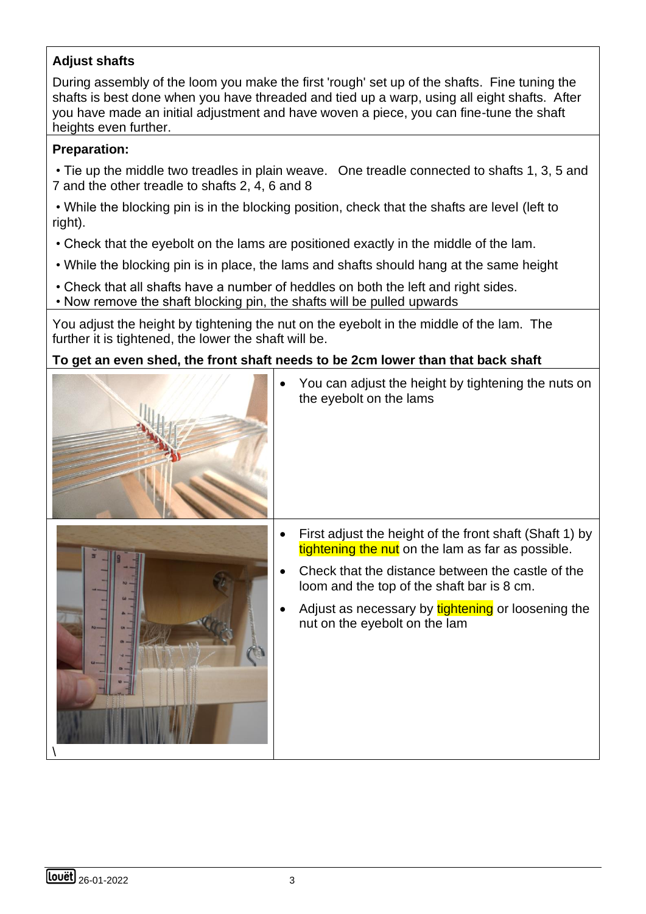## Adjust shafts

During assembly of the loom you make the first 'rough' set up of the shafts. Fine tuning the shafts is best done when you have threaded and tied up a warp, using all eight shafts. After you have made an initial adjustment and have woven a piece, you can fine-tune the shaft heights even further.

**Preparation:**

- Tie up the middle two treadles in plain weave. One treadle connected to shafts 1, 3, 5 and 7 and the other treadle to shafts 2, 4, 6 and 8
- While the blocking pin is in the blocking position, check that the shafts are level (left to right).
- Check that the eyebolt on the lams are positioned exactly in the middle of the lam.
- While the blocking pin is in place, the lams and shafts should hang at the same height
- Check that all shafts have a number of heddles on both the left and right sides.
- Now remove the shaft blocking pin, the shafts will be pulled upwards

You adjust the height by tightening the nut on the eyebolt in the middle of the lam. The further it is tightened, the lower the shaft will be.

**To get an even shed, the front shaft needs to be 2cm lower than that back shaft**

- You can adjust the height by tightening the nuts on the eyebolt on the lams

- First adjust the height of the front shaft (Shaft 1) by tightening the nut on the lam as far as possible.
- Check that the distance between the castle of the loom and the top of the shaft bar is 8 cm.
- Adjust as necessary by tightening or loosening the nut on the eyebolt on the lam

\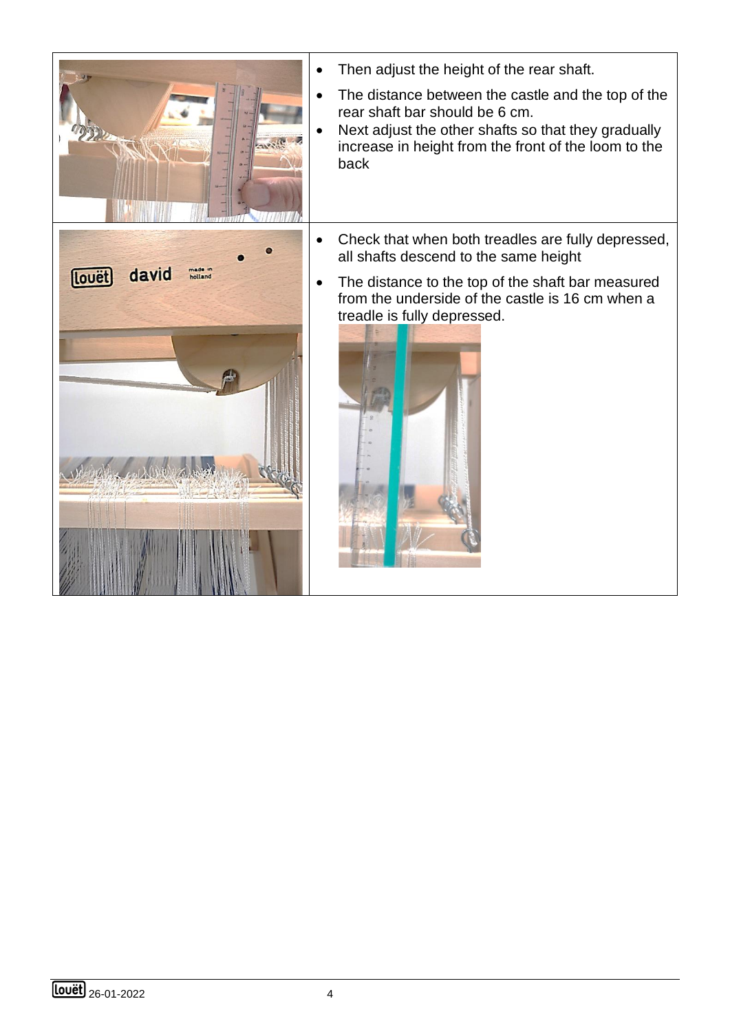- Then adjust the height of the rear shaft.
- The distance between the castle and the top of the rear shaft bar should be 6 cm.
- Next adjust the other shafts so that they gradually increase in height from the front of the loom to the back

- Check that when both treadles are fully depressed, all shafts descend to the same height
- The distance to the top of the shaft bar measured from the underside of the castle is 16 cm when a treadle is fully depressed.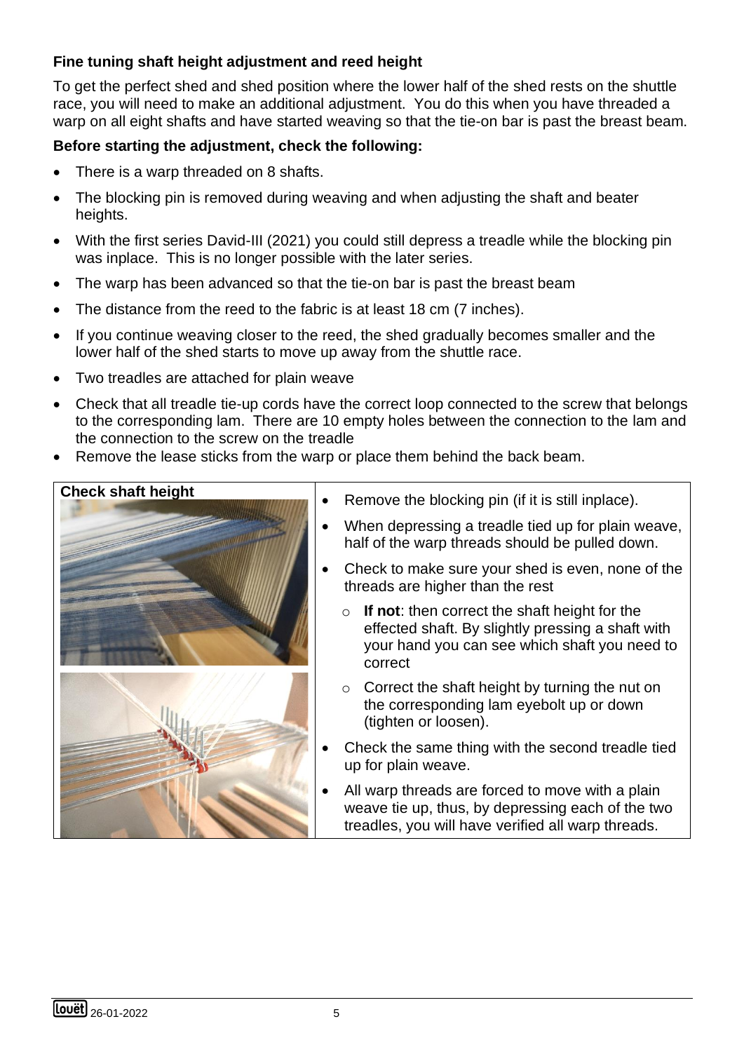### Fine tuning shaft height adjustment and reed height

To get the perfect shed and shed position where the lower half of the shed rests on the shuttle race, you will need to make an additional adjustment. You do this when you have threaded a warp on all eight shafts and have started weaving so that the tie-on bar is past the breast beam.

**Before starting the adjustment, check the following:**

- There is a warp threaded on 8 shafts.
- The blocking pin is removed during weaving and when adjusting the shaft and beater heights.
- With the first series David-III (2021) you could still depress a treadle while the blocking pin was inplace. This is no longer possible with the later series.
- The warp has been advanced so that the tie-on bar is past the breast beam
- The distance from the reed to the fabric is at least 18 cm (7 inches).
- If you continue weaving closer to the reed, the shed gradually becomes smaller and the lower half of the shed starts to move up away from the shuttle race.
- Two treadles are attached for plain weave
- Check that all treadle tie-up cords have the correct loop connected to the screw that belongs to the corresponding lam. There are 10 empty holes between the connection to the lam and the connection to the screw on the treadle
- Remove the lease sticks from the warp or place them behind the back beam.

**Check shaft height**

- Remove the blocking pin (if it is still inplace).
- When depressing a treadle tied up for plain weave, half of the warp threads should be pulled down.
- Check to make sure your shed is even, none of the threads are higher than the rest
  - **If not**: then correct the shaft height for the effected shaft. By slightly pressing a shaft with your hand you can see which shaft you need to correct
  - Correct the shaft height by turning the nut on the corresponding lam eyebolt up or down (tighten or loosen).
- Check the same thing with the second treadle tied up for plain weave.
- All warp threads are forced to move with a plain weave tie up, thus, by depressing each of the two treadles, you will have verified all warp threads.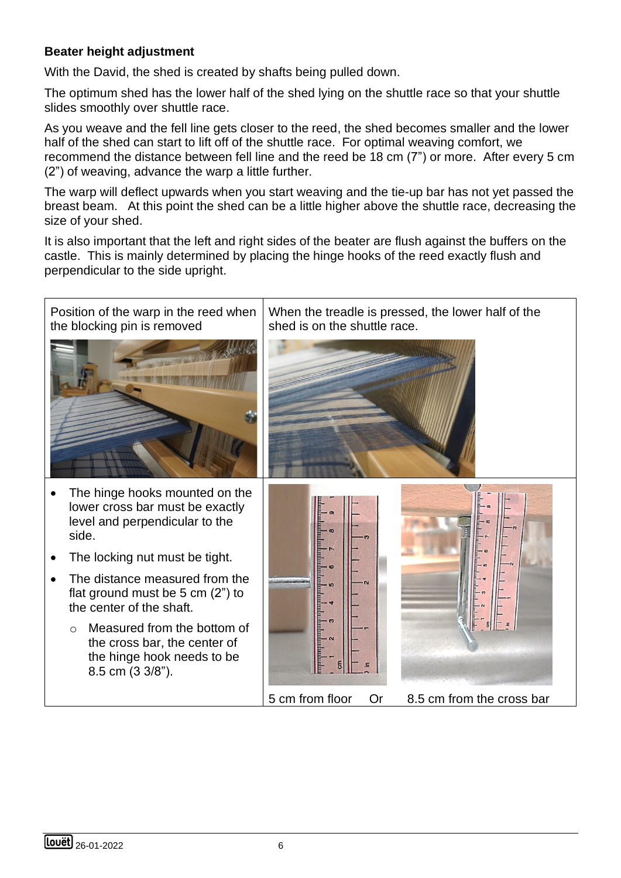### Beater height adjustment

With the David, the shed is created by shafts being pulled down.

The optimum shed has the lower half of the shed lying on the shuttle race so that your shuttle slides smoothly over shuttle race.

As you weave and the fell line gets closer to the reed, the shed becomes smaller and the lower half of the shed can start to lift off of the shuttle race. For optimal weaving comfort, we recommend the distance between fell line and the reed be 18 cm (7") or more. After every 5 cm (2") of weaving, advance the warp a little further.

The warp will deflect upwards when you start weaving and the tie-up bar has not yet passed the breast beam. At this point the shed can be a little higher above the shuttle race, decreasing the size of your shed.

It is also important that the left and right sides of the beater are flush against the buffers on the castle. This is mainly determined by placing the hinge hooks of the reed exactly flush and perpendicular to the side upright.

| | |
|---|---|
| Position of the warp in the reed when the blocking pin is removed | When the treadle is pressed, the lower half of the shed is on the shuttle race. |
| <ul><li>The hinge hooks mounted on the lower cross bar must be exactly level and perpendicular to the side.</li><li>The locking nut must be tight.</li><li>The distance measured from the flat ground must be 5 cm (2") to the center of the shaft.<ul><li>Measured from the bottom of the cross bar, the center of the hinge hook needs to be 8.5 cm (3 3/8").</li></ul></li></ul> | 5 cm from floor Or 8.5 cm from the cross bar |